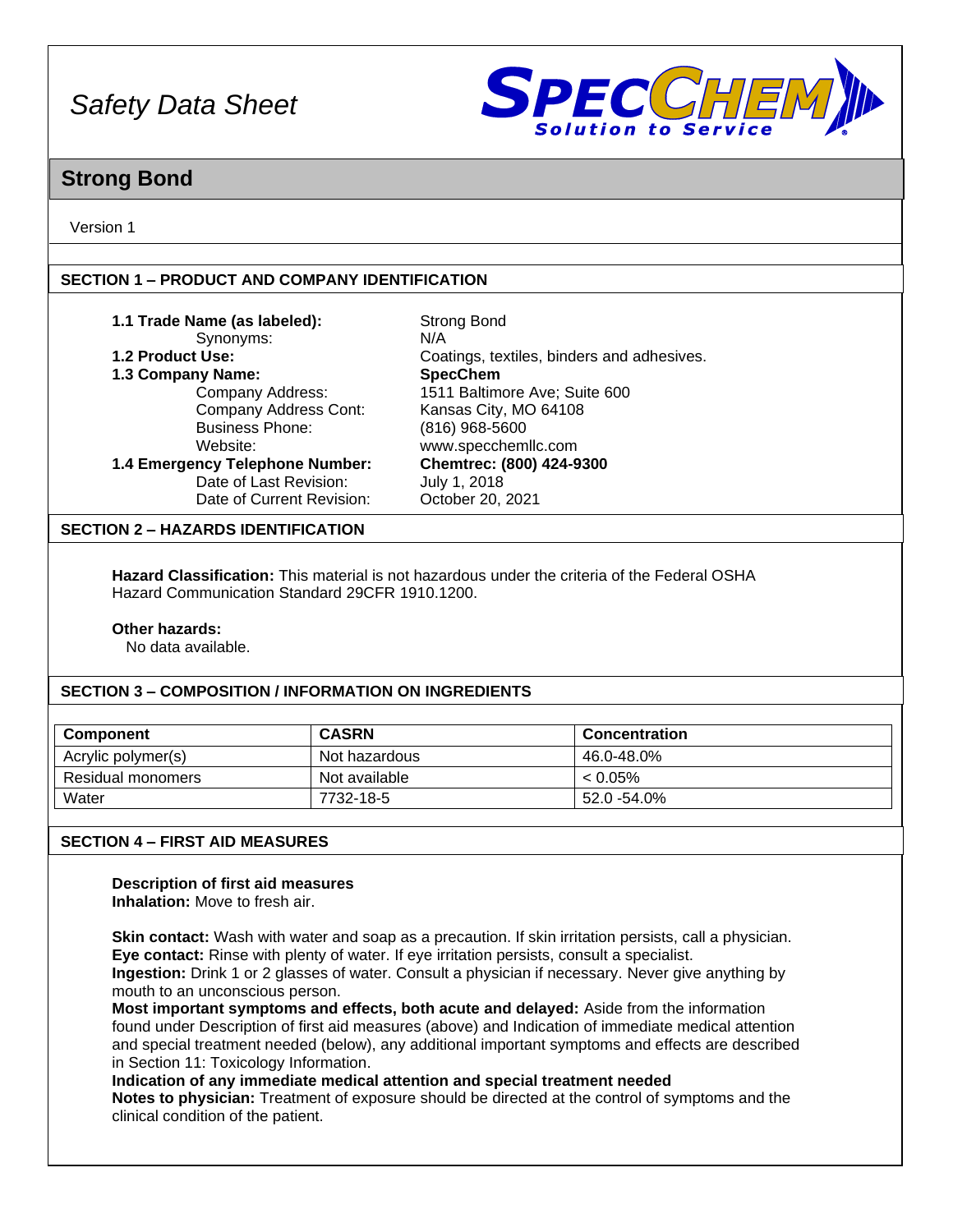# Safety Data Sheet

SPECCHEM Solution to Service

## Strong Bond

Version 1

## SECTION 1 – PRODUCT AND COMPANY IDENTIFICATION

**1.1 Trade Name (as labeled):** Strong Bond
Synonyms: N/A
**1.2 Product Use:** Coatings, textiles, binders and adhesives.
**1.3 Company Name:** **SpecChem**
Company Address: 1511 Baltimore Ave; Suite 600
Company Address Cont: Kansas City, MO 64108
Business Phone: (816) 968-5600
Website: www.specchemllc.com
**1.4 Emergency Telephone Number:** **Chemtrec: (800) 424-9300**
Date of Last Revision: July 1, 2018
Date of Current Revision: October 20, 2021

## SECTION 2 – HAZARDS IDENTIFICATION

**Hazard Classification:** This material is not hazardous under the criteria of the Federal OSHA Hazard Communication Standard 29CFR 1910.1200.

**Other hazards:**
No data available.

## SECTION 3 – COMPOSITION / INFORMATION ON INGREDIENTS

| Component | CASRN | Concentration |
|---|---|---|
| Acrylic polymer(s) | Not hazardous | 46.0-48.0% |
| Residual monomers | Not available | < 0.05% |
| Water | 7732-18-5 | 52.0 -54.0% |

## SECTION 4 – FIRST AID MEASURES

**Description of first aid measures**
**Inhalation:** Move to fresh air.

**Skin contact:** Wash with water and soap as a precaution. If skin irritation persists, call a physician.
**Eye contact:** Rinse with plenty of water. If eye irritation persists, consult a specialist.
**Ingestion:** Drink 1 or 2 glasses of water. Consult a physician if necessary. Never give anything by mouth to an unconscious person.
**Most important symptoms and effects, both acute and delayed:** Aside from the information found under Description of first aid measures (above) and Indication of immediate medical attention and special treatment needed (below), any additional important symptoms and effects are described in Section 11: Toxicology Information.
**Indication of any immediate medical attention and special treatment needed**
**Notes to physician:** Treatment of exposure should be directed at the control of symptoms and the clinical condition of the patient.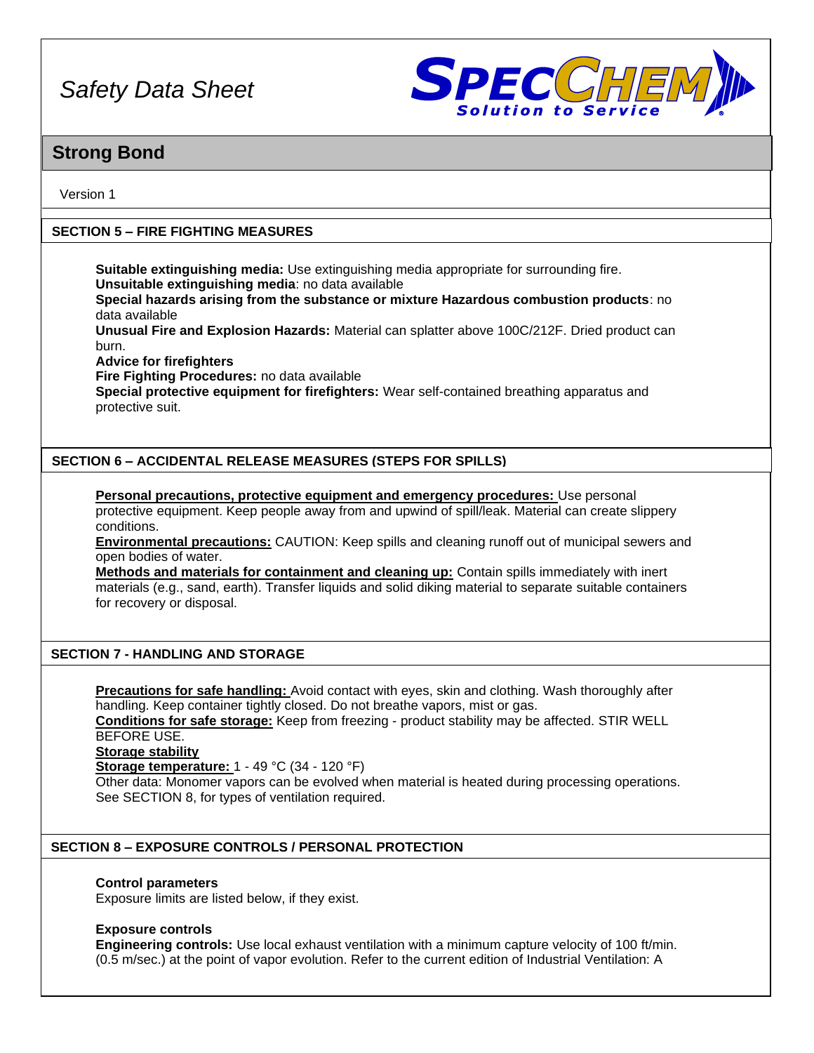## SECTION 5 – FIRE FIGHTING MEASURES

**Suitable extinguishing media:** Use extinguishing media appropriate for surrounding fire.
**Unsuitable extinguishing media**: no data available
**Special hazards arising from the substance or mixture Hazardous combustion products**: no data available
**Unusual Fire and Explosion Hazards:** Material can splatter above 100C/212F. Dried product can burn.
**Advice for firefighters**
**Fire Fighting Procedures:** no data available
**Special protective equipment for firefighters:** Wear self-contained breathing apparatus and protective suit.

## SECTION 6 – ACCIDENTAL RELEASE MEASURES (STEPS FOR SPILLS)

**Personal precautions, protective equipment and emergency procedures:** Use personal protective equipment. Keep people away from and upwind of spill/leak. Material can create slippery conditions.
**Environmental precautions:** CAUTION: Keep spills and cleaning runoff out of municipal sewers and open bodies of water.
**Methods and materials for containment and cleaning up:** Contain spills immediately with inert materials (e.g., sand, earth). Transfer liquids and solid diking material to separate suitable containers for recovery or disposal.

## SECTION 7 - HANDLING AND STORAGE

**Precautions for safe handling:** Avoid contact with eyes, skin and clothing. Wash thoroughly after handling. Keep container tightly closed. Do not breathe vapors, mist or gas.
**Conditions for safe storage:** Keep from freezing - product stability may be affected. STIR WELL BEFORE USE.
**Storage stability**
**Storage temperature:** 1 - 49 °C (34 - 120 °F)
Other data: Monomer vapors can be evolved when material is heated during processing operations. See SECTION 8, for types of ventilation required.

## SECTION 8 – EXPOSURE CONTROLS / PERSONAL PROTECTION

**Control parameters**
Exposure limits are listed below, if they exist.

**Exposure controls**
**Engineering controls:** Use local exhaust ventilation with a minimum capture velocity of 100 ft/min. (0.5 m/sec.) at the point of vapor evolution. Refer to the current edition of Industrial Ventilation: A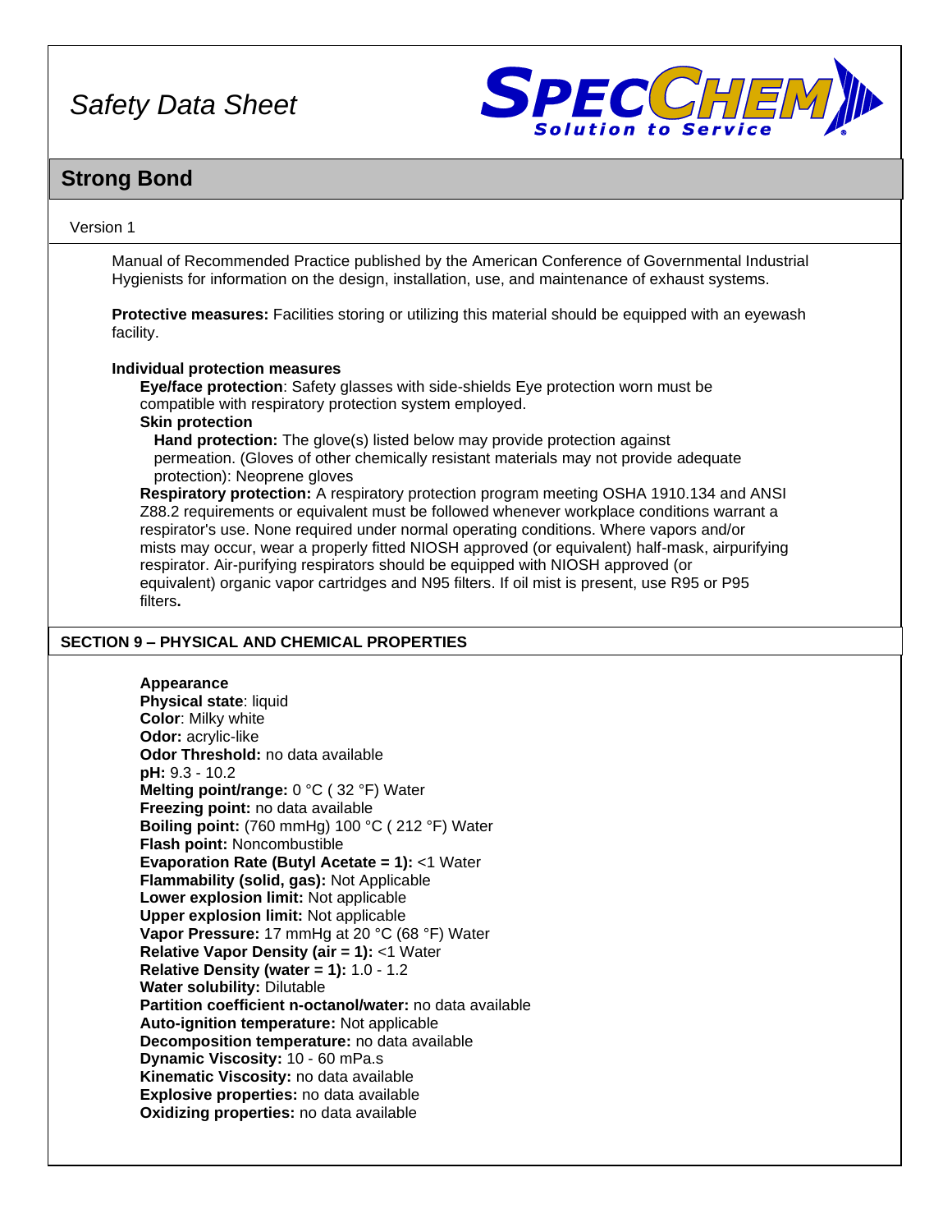Manual of Recommended Practice published by the American Conference of Governmental Industrial Hygienists for information on the design, installation, use, and maintenance of exhaust systems.

**Protective measures:** Facilities storing or utilizing this material should be equipped with an eyewash facility.

**Individual protection measures**

**Eye/face protection**: Safety glasses with side-shields Eye protection worn must be compatible with respiratory protection system employed.

**Skin protection**

**Hand protection:** The glove(s) listed below may provide protection against permeation. (Gloves of other chemically resistant materials may not provide adequate protection): Neoprene gloves

**Respiratory protection:** A respiratory protection program meeting OSHA 1910.134 and ANSI Z88.2 requirements or equivalent must be followed whenever workplace conditions warrant a respirator's use. None required under normal operating conditions. Where vapors and/or mists may occur, wear a properly fitted NIOSH approved (or equivalent) half-mask, airpurifying respirator. Air-purifying respirators should be equipped with NIOSH approved (or equivalent) organic vapor cartridges and N95 filters. If oil mist is present, use R95 or P95 filters**.**

## SECTION 9 – PHYSICAL AND CHEMICAL PROPERTIES

**Appearance**
**Physical state**: liquid
**Color**: Milky white
**Odor:** acrylic-like
**Odor Threshold:** no data available
**pH:** 9.3 - 10.2
**Melting point/range:** 0 °C ( 32 °F) Water
**Freezing point:** no data available
**Boiling point:** (760 mmHg) 100 °C ( 212 °F) Water
**Flash point:** Noncombustible
**Evaporation Rate (Butyl Acetate = 1):** <1 Water
**Flammability (solid, gas):** Not Applicable
**Lower explosion limit:** Not applicable
**Upper explosion limit:** Not applicable
**Vapor Pressure:** 17 mmHg at 20 °C (68 °F) Water
**Relative Vapor Density (air = 1):** <1 Water
**Relative Density (water = 1):** 1.0 - 1.2
**Water solubility:** Dilutable
**Partition coefficient n-octanol/water:** no data available
**Auto-ignition temperature:** Not applicable
**Decomposition temperature:** no data available
**Dynamic Viscosity:** 10 - 60 mPa.s
**Kinematic Viscosity:** no data available
**Explosive properties:** no data available
**Oxidizing properties:** no data available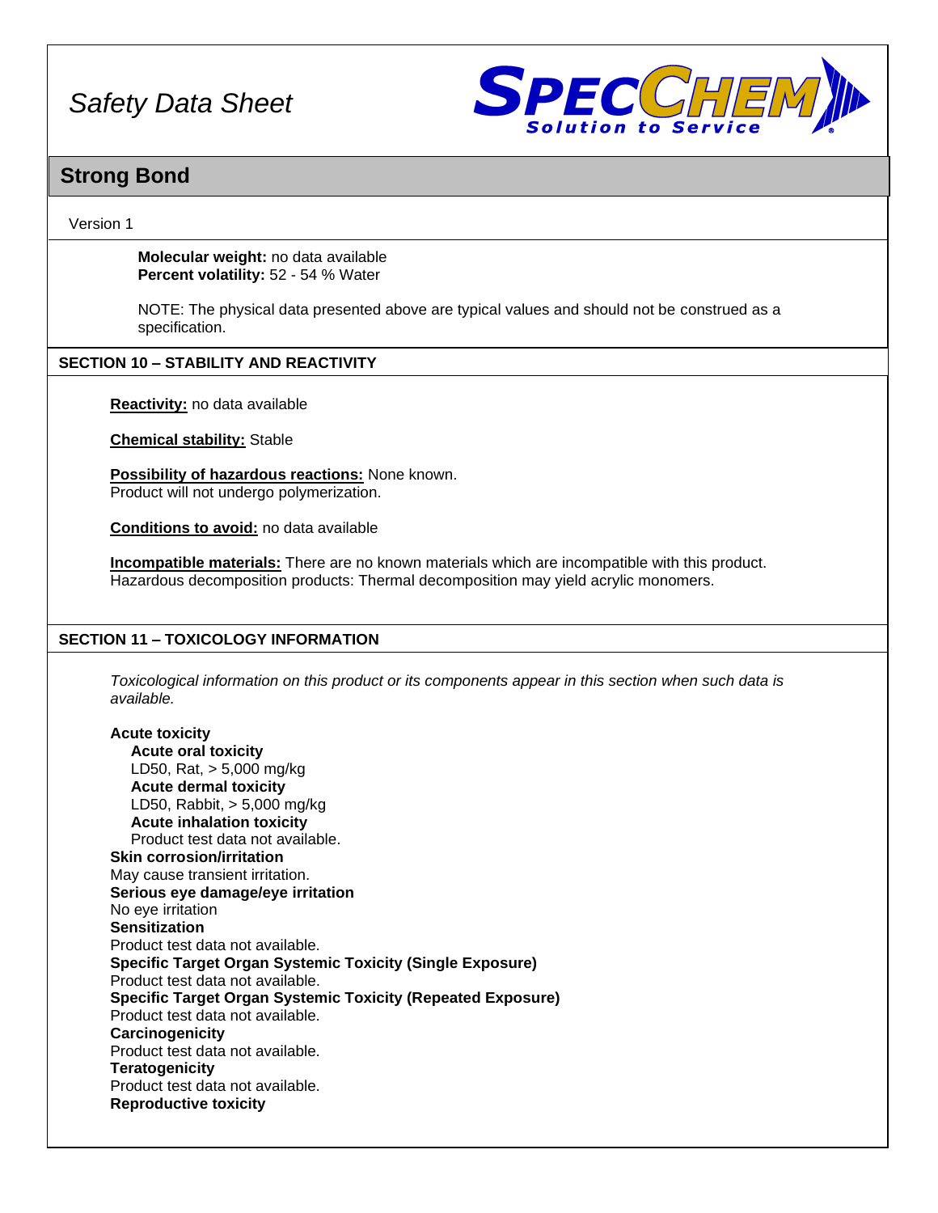**Molecular weight:** no data available
**Percent volatility:** 52 - 54 % Water

NOTE: The physical data presented above are typical values and should not be construed as a specification.

## SECTION 10 – STABILITY AND REACTIVITY

**Reactivity:** no data available

**Chemical stability:** Stable

**Possibility of hazardous reactions:** None known.
Product will not undergo polymerization.

**Conditions to avoid:** no data available

**Incompatible materials:** There are no known materials which are incompatible with this product.
Hazardous decomposition products: Thermal decomposition may yield acrylic monomers.

## SECTION 11 – TOXICOLOGY INFORMATION

*Toxicological information on this product or its components appear in this section when such data is available.*

**Acute toxicity**
**Acute oral toxicity**
LD50, Rat, > 5,000 mg/kg
**Acute dermal toxicity**
LD50, Rabbit, > 5,000 mg/kg
**Acute inhalation toxicity**
Product test data not available.
**Skin corrosion/irritation**
May cause transient irritation.
**Serious eye damage/eye irritation**
No eye irritation
**Sensitization**
Product test data not available.
**Specific Target Organ Systemic Toxicity (Single Exposure)**
Product test data not available.
**Specific Target Organ Systemic Toxicity (Repeated Exposure)**
Product test data not available.
**Carcinogenicity**
Product test data not available.
**Teratogenicity**
Product test data not available.
**Reproductive toxicity**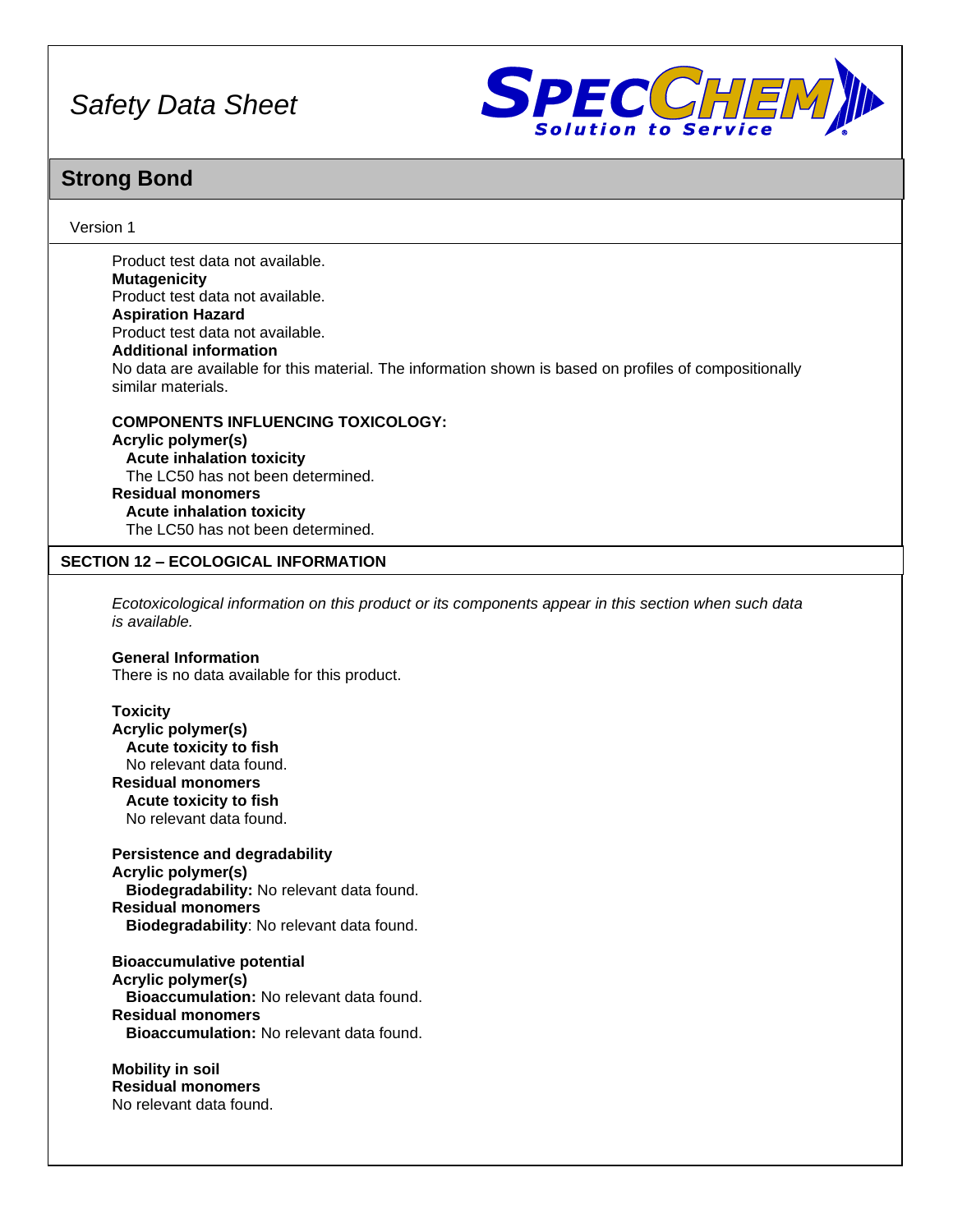Product test data not available.

**Mutagenicity**
Product test data not available.

**Aspiration Hazard**
Product test data not available.

**Additional information**
No data are available for this material. The information shown is based on profiles of compositionally similar materials.

**COMPONENTS INFLUENCING TOXICOLOGY:**

**Acrylic polymer(s)**
**Acute inhalation toxicity**
The LC50 has not been determined.

**Residual monomers**
**Acute inhalation toxicity**
The LC50 has not been determined.

## SECTION 12 – ECOLOGICAL INFORMATION

*Ecotoxicological information on this product or its components appear in this section when such data is available.*

**General Information**
There is no data available for this product.

**Toxicity**

**Acrylic polymer(s)**
**Acute toxicity to fish**
No relevant data found.

**Residual monomers**
**Acute toxicity to fish**
No relevant data found.

**Persistence and degradability**

**Acrylic polymer(s)**
**Biodegradability:** No relevant data found.

**Residual monomers**
**Biodegradability**: No relevant data found.

**Bioaccumulative potential**

**Acrylic polymer(s)**
**Bioaccumulation:** No relevant data found.

**Residual monomers**
**Bioaccumulation:** No relevant data found.

**Mobility in soil**

**Residual monomers**
No relevant data found.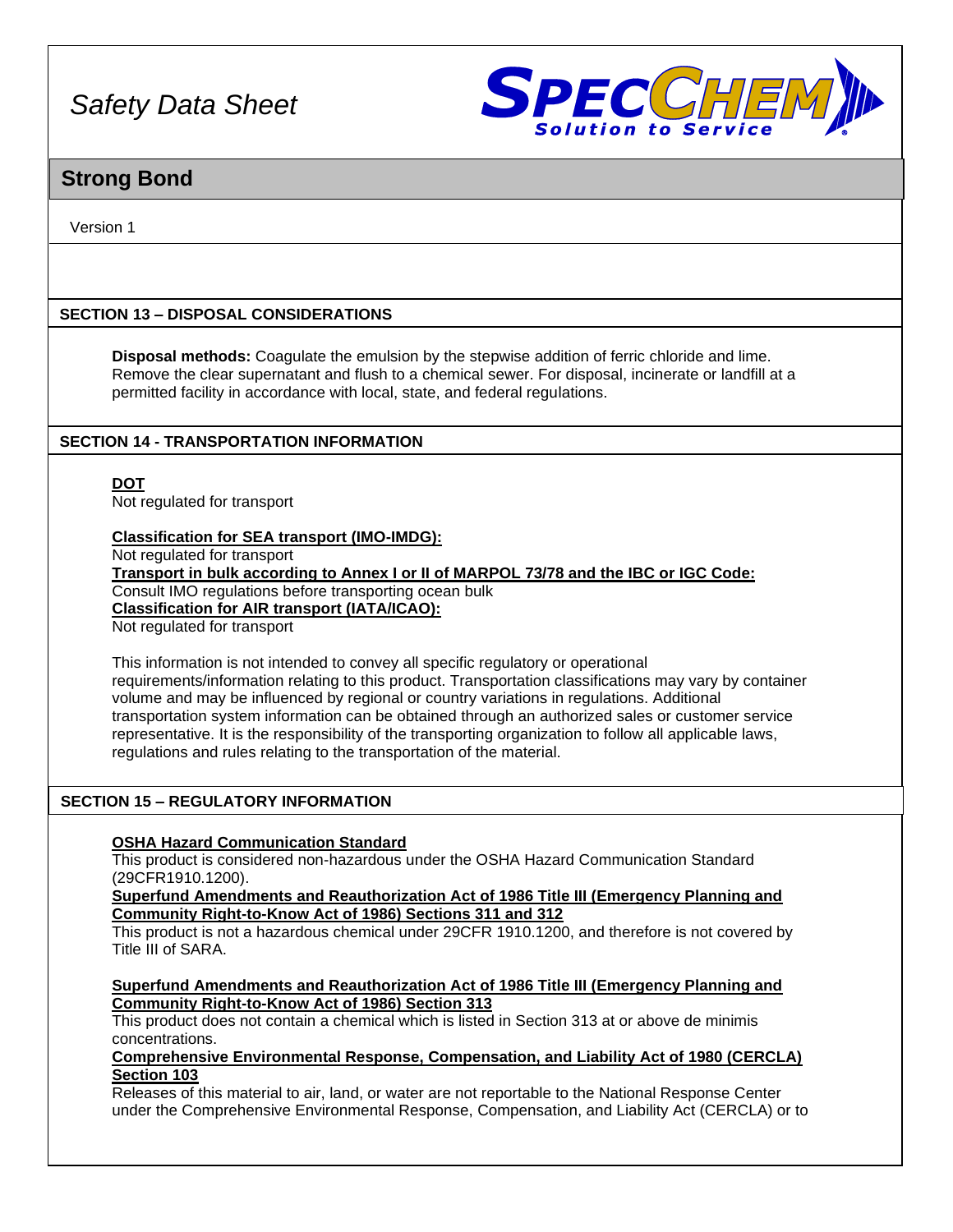Safety Data Sheet

# Strong Bond

Version 1

## SECTION 13 – DISPOSAL CONSIDERATIONS

**Disposal methods:** Coagulate the emulsion by the stepwise addition of ferric chloride and lime. Remove the clear supernatant and flush to a chemical sewer. For disposal, incinerate or landfill at a permitted facility in accordance with local, state, and federal regulations.

## SECTION 14 - TRANSPORTATION INFORMATION

**DOT**
Not regulated for transport

**Classification for SEA transport (IMO-IMDG):**
Not regulated for transport
**Transport in bulk according to Annex I or II of MARPOL 73/78 and the IBC or IGC Code:**
Consult IMO regulations before transporting ocean bulk
**Classification for AIR transport (IATA/ICAO):**
Not regulated for transport

This information is not intended to convey all specific regulatory or operational requirements/information relating to this product. Transportation classifications may vary by container volume and may be influenced by regional or country variations in regulations. Additional transportation system information can be obtained through an authorized sales or customer service representative. It is the responsibility of the transporting organization to follow all applicable laws, regulations and rules relating to the transportation of the material.

## SECTION 15 – REGULATORY INFORMATION

**OSHA Hazard Communication Standard**
This product is considered non-hazardous under the OSHA Hazard Communication Standard (29CFR1910.1200).
**Superfund Amendments and Reauthorization Act of 1986 Title III (Emergency Planning and Community Right-to-Know Act of 1986) Sections 311 and 312**
This product is not a hazardous chemical under 29CFR 1910.1200, and therefore is not covered by Title III of SARA.

**Superfund Amendments and Reauthorization Act of 1986 Title III (Emergency Planning and Community Right-to-Know Act of 1986) Section 313**
This product does not contain a chemical which is listed in Section 313 at or above de minimis concentrations.
**Comprehensive Environmental Response, Compensation, and Liability Act of 1980 (CERCLA) Section 103**
Releases of this material to air, land, or water are not reportable to the National Response Center under the Comprehensive Environmental Response, Compensation, and Liability Act (CERCLA) or to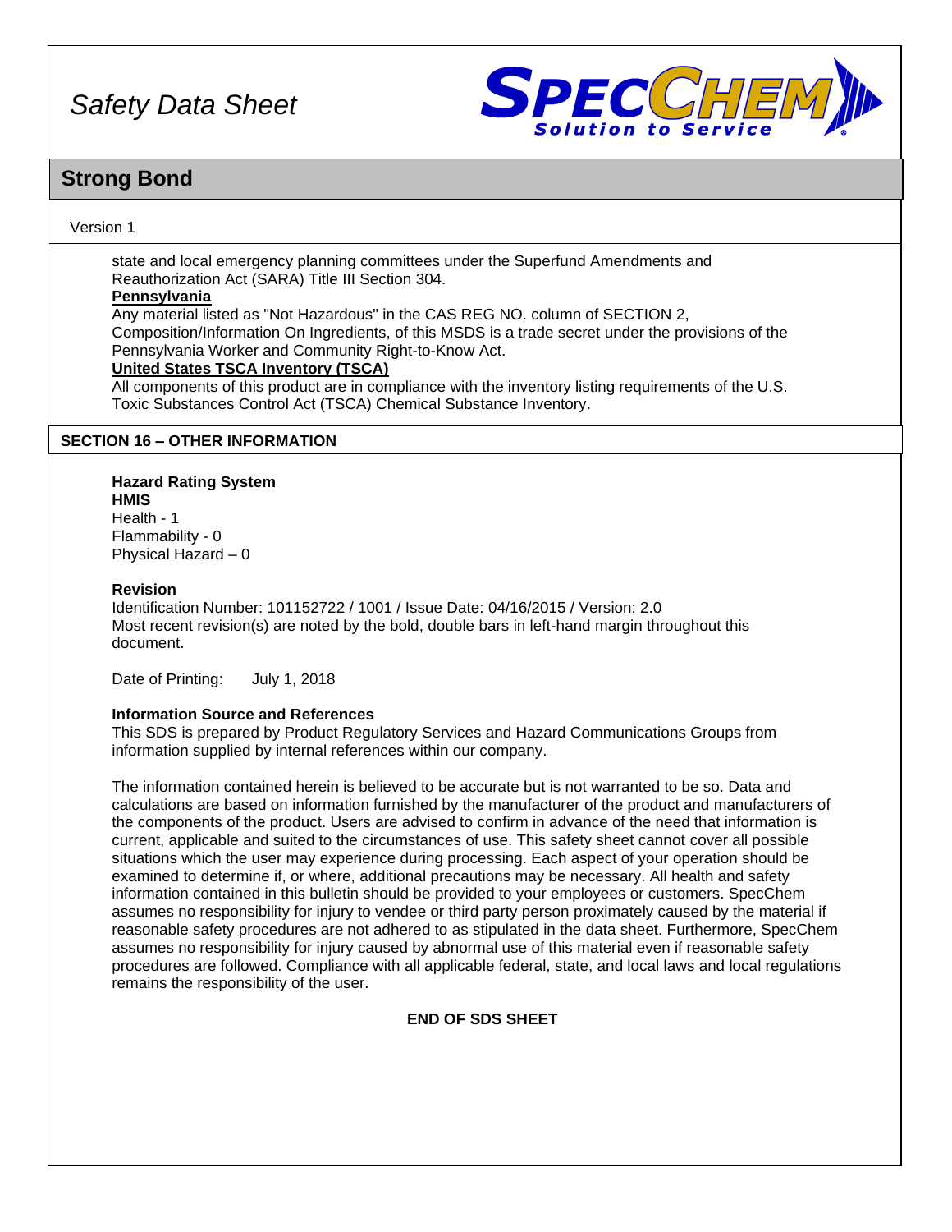state and local emergency planning committees under the Superfund Amendments and Reauthorization Act (SARA) Title III Section 304.

**Pennsylvania**

Any material listed as "Not Hazardous" in the CAS REG NO. column of SECTION 2, Composition/Information On Ingredients, of this MSDS is a trade secret under the provisions of the Pennsylvania Worker and Community Right-to-Know Act.

**United States TSCA Inventory (TSCA)**

All components of this product are in compliance with the inventory listing requirements of the U.S. Toxic Substances Control Act (TSCA) Chemical Substance Inventory.

## SECTION 16 – OTHER INFORMATION

**Hazard Rating System**
**HMIS**
Health - 1
Flammability - 0
Physical Hazard – 0

**Revision**
Identification Number: 101152722 / 1001 / Issue Date: 04/16/2015 / Version: 2.0
Most recent revision(s) are noted by the bold, double bars in left-hand margin throughout this document.

Date of Printing: July 1, 2018

**Information Source and References**
This SDS is prepared by Product Regulatory Services and Hazard Communications Groups from information supplied by internal references within our company.

The information contained herein is believed to be accurate but is not warranted to be so. Data and calculations are based on information furnished by the manufacturer of the product and manufacturers of the components of the product. Users are advised to confirm in advance of the need that information is current, applicable and suited to the circumstances of use. This safety sheet cannot cover all possible situations which the user may experience during processing. Each aspect of your operation should be examined to determine if, or where, additional precautions may be necessary. All health and safety information contained in this bulletin should be provided to your employees or customers. SpecChem assumes no responsibility for injury to vendee or third party person proximately caused by the material if reasonable safety procedures are not adhered to as stipulated in the data sheet. Furthermore, SpecChem assumes no responsibility for injury caused by abnormal use of this material even if reasonable safety procedures are followed. Compliance with all applicable federal, state, and local laws and local regulations remains the responsibility of the user.

**END OF SDS SHEET**